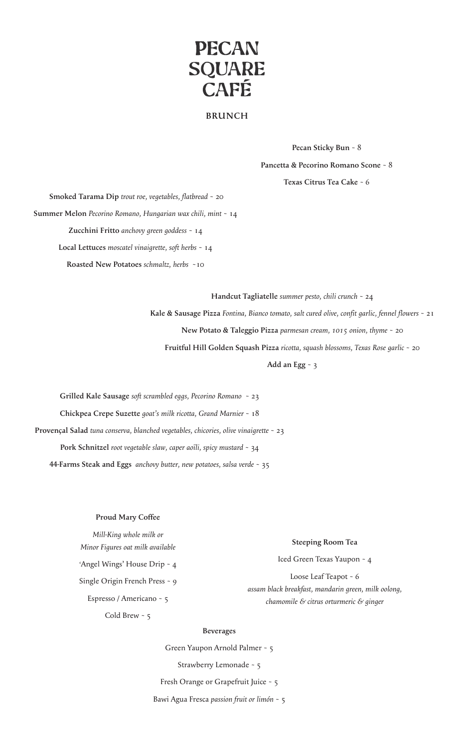# PECAN SQUARE CAFÉ

## BRUNCH

**Pecan Sticky Bun** ~ 8

**Pancetta & Pecorino Romano Scone** ~ 8

**Texas Citrus Tea Cake** ~ 6

**Smoked Tarama Dip** *trout roe, vegetables, flatbread* ~ 20

**Summer Melon** *Pecorino Romano, Hungarian wax chili, mint* ~ 14

**Zucchini Fritto** *anchovy green goddess* ~ 14

**Local Lettuces** *moscatel vinaigrette, soft herbs* ~ 14

**Roasted New Potatoes** *schmaltz, herbs* ~10

**Handcut Tagliatelle** *summer pesto, chili crunch* ~ 24

**Kale & Sausage Pizza** *Fontina, Bianco tomato, salt cured olive, confit garlic, fennel flowers* ~ 21

**New Potato & Taleggio Pizza** *parmesan cream, 1015 onion, thyme* ~ 20

**Fruitful Hill Golden Squash Pizza** *ricotta, squash blossoms, Texas Rose garlic* ~ 20

**Add an Egg** ~ 3

**Grilled Kale Sausage** *soft scrambled eggs, Pecorino Romano* ~ 23

**Chickpea Crepe Suzette** *goat's milk ricotta, Grand Marnier* ~ 18

**Provençal Salad** *tuna conserva, blanched vegetables, chicories, olive vinaigrette* ~ 23

**Pork Schnitzel** *root vegetable slaw, caper aoïli, spicy mustard* ~ 34

**44-Farms Steak and Eggs** *anchovy butter, new potatoes, salsa verde* ~ 35

### Proud Mary Coffee

*Mill-King whole milk or*
*Minor Figures oat milk available*

'Angel Wings' House Drip ~ 4

Single Origin French Press ~ 9

Espresso / Americano ~ 5

Cold Brew ~ 5

### Steeping Room Tea

Iced Green Texas Yaupon ~ 4

Loose Leaf Teapot ~ 6
*assam black breakfast, mandarin green, milk oolong, chamomile & citrus orturmeric & ginger*

### Beverages

Green Yaupon Arnold Palmer ~ 5

Strawberry Lemonade ~ 5

Fresh Orange or Grapefruit Juice ~ 5

Bawi Agua Fresca *passion fruit or limón* ~ 5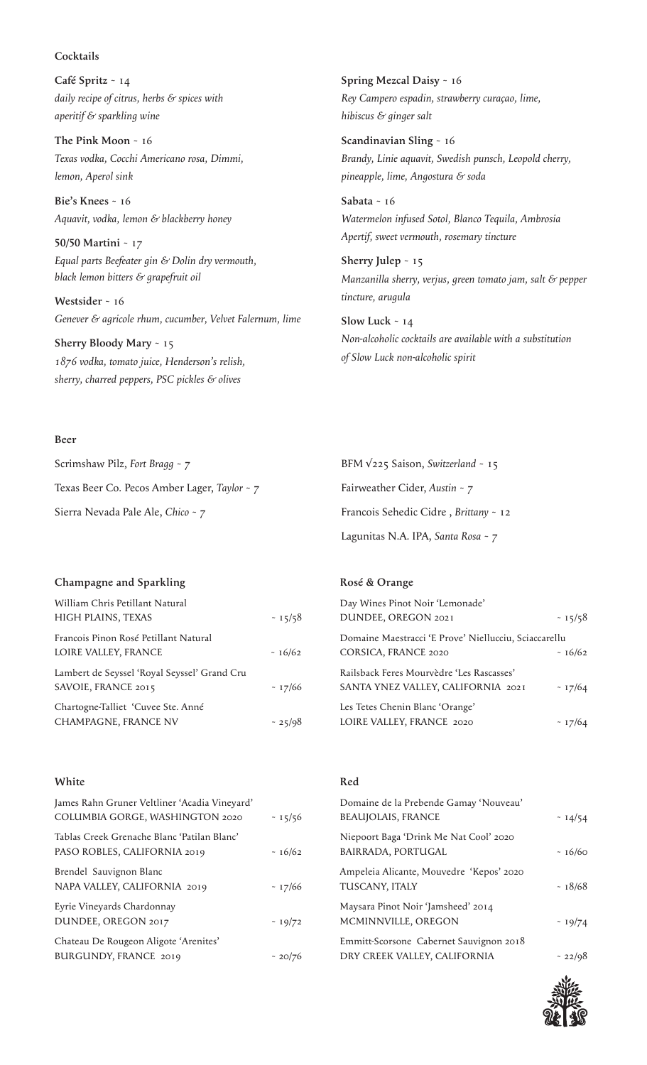## Cocktails

**Café Spritz** ~ 14
*daily recipe of citrus, herbs & spices with aperitif & sparkling wine*

**The Pink Moon** ~ 16
*Texas vodka, Cocchi Americano rosa, Dimmi, lemon, Aperol sink*

**Bie's Knees** ~ 16
*Aquavit, vodka, lemon & blackberry honey*

**50/50 Martini** ~ 17
*Equal parts Beefeater gin & Dolin dry vermouth, black lemon bitters & grapefruit oil*

**Westsider** ~ 16
*Genever & agricole rhum, cucumber, Velvet Falernum, lime*

**Sherry Bloody Mary** ~ 15
*1876 vodka, tomato juice, Henderson's relish, sherry, charred peppers, PSC pickles & olives*

**Spring Mezcal Daisy** ~ 16
*Rey Campero espadin, strawberry curaçao, lime, hibiscus & ginger salt*

**Scandinavian Sling** ~ 16
*Brandy, Linie aquavit, Swedish punsch, Leopold cherry, pineapple, lime, Angostura & soda*

**Sabata** ~ 16
*Watermelon infused Sotol, Blanco Tequila, Ambrosia Apertif, sweet vermouth, rosemary tincture*

**Sherry Julep** ~ 15
*Manzanilla sherry, verjus, green tomato jam, salt & pepper tincture, arugula*

**Slow Luck** ~ 14
*Non-alcoholic cocktails are available with a substitution of Slow Luck non-alcoholic spirit*

## Beer

Scrimshaw Pilz, *Fort Bragg* ~ 7

Texas Beer Co. Pecos Amber Lager, *Taylor* ~ 7

Sierra Nevada Pale Ale, *Chico* ~ 7

BFM √225 Saison, *Switzerland* ~ 15

Fairweather Cider, *Austin* ~ 7

Francois Sehedic Cidre , *Brittany* ~ 12

Lagunitas N.A. IPA, *Santa Rosa* ~ 7

## Champagne and Sparkling

| | |
|---|---|
| William Chris Petillant Natural<br>HIGH PLAINS, TEXAS | ~ 15/58 |
| Francois Pinon Rosé Petillant Natural<br>LOIRE VALLEY, FRANCE | ~ 16/62 |
| Lambert de Seyssel 'Royal Seyssel' Grand Cru<br>SAVOIE, FRANCE 2015 | ~ 17/66 |
| Chartogne-Talliet 'Cuvee Ste. Anné<br>CHAMPAGNE, FRANCE NV | ~ 25/98 |

## Rosé & Orange

| | |
|---|---|
| Day Wines Pinot Noir 'Lemonade'<br>DUNDEE, OREGON 2021 | ~ 15/58 |
| Domaine Maestracci 'E Prove' Niellucciu, Sciaccarellu<br>CORSICA, FRANCE 2020 | ~ 16/62 |
| Railsback Feres Mourvèdre 'Les Rascasses'<br>SANTA YNEZ VALLEY, CALIFORNIA 2021 | ~ 17/64 |
| Les Tetes Chenin Blanc 'Orange'<br>LOIRE VALLEY, FRANCE 2020 | ~ 17/64 |

## White

| | |
|---|---|
| James Rahn Gruner Veltliner 'Acadia Vineyard'<br>COLUMBIA GORGE, WASHINGTON 2020 | ~ 15/56 |
| Tablas Creek Grenache Blanc 'Patilan Blanc'<br>PASO ROBLES, CALIFORNIA 2019 | ~ 16/62 |
| Brendel Sauvignon Blanc<br>NAPA VALLEY, CALIFORNIA 2019 | ~ 17/66 |
| Eyrie Vineyards Chardonnay<br>DUNDEE, OREGON 2017 | ~ 19/72 |
| Chateau De Rougeon Aligote 'Arenites'<br>BURGUNDY, FRANCE 2019 | ~ 20/76 |

## Red

| | |
|---|---|
| Domaine de la Prebende Gamay 'Nouveau'<br>BEAUJOLAIS, FRANCE | ~ 14/54 |
| Niepoort Baga 'Drink Me Nat Cool' 2020<br>BAIRRADA, PORTUGAL | ~ 16/60 |
| Ampeleia Alicante, Mouvedre 'Kepos' 2020<br>TUSCANY, ITALY | ~ 18/68 |
| Maysara Pinot Noir 'Jamsheed' 2014<br>MCMINNVILLE, OREGON | ~ 19/74 |
| Emmitt-Scorsone Cabernet Sauvignon 2018<br>DRY CREEK VALLEY, CALIFORNIA | ~ 22/98 |